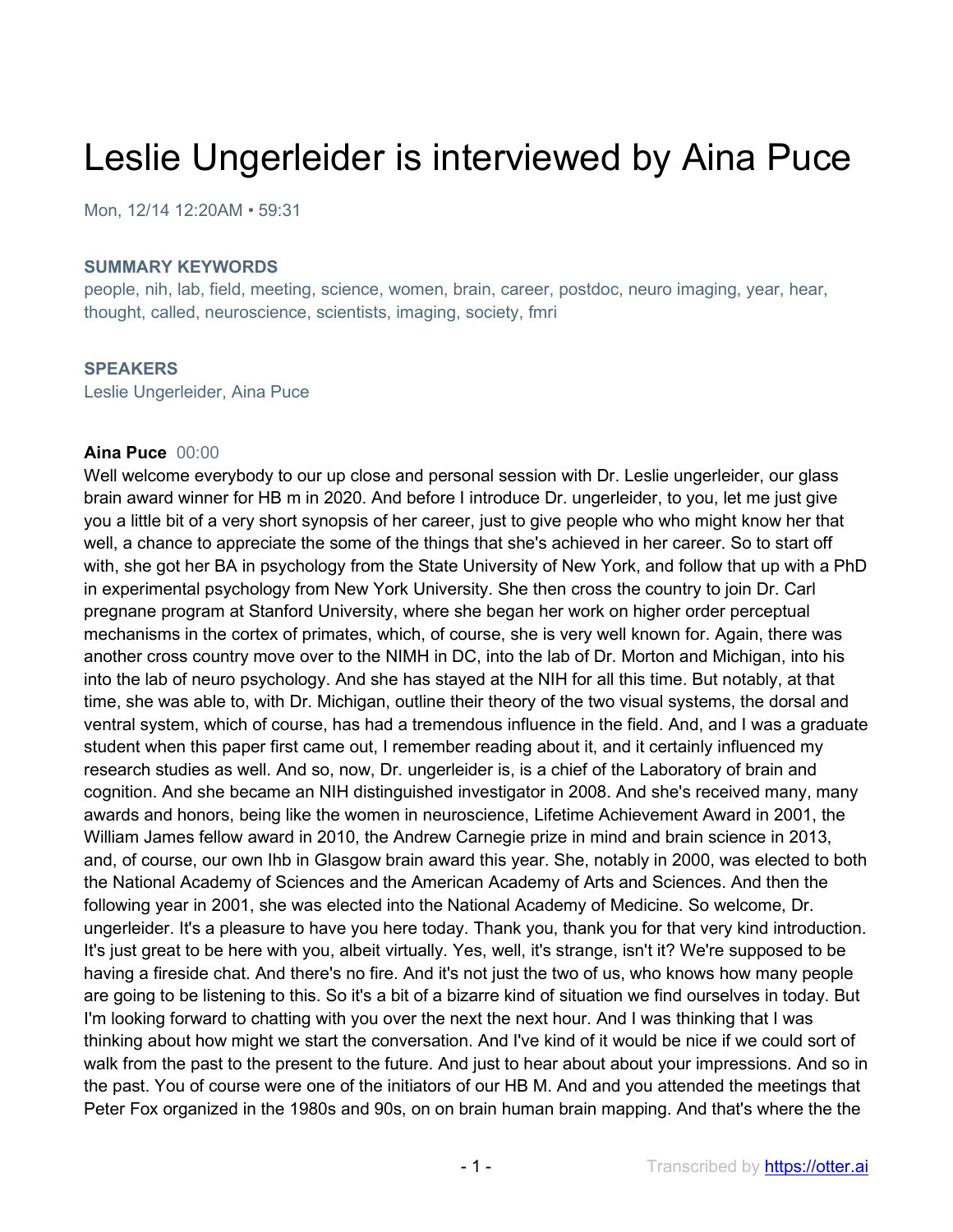# Leslie Ungerleider is interviewed by Aina Puce

Mon, 12/14 12:20AM • 59:31

### SUMMARY KEYWORDS

people, nih, lab, field, meeting, science, women, brain, career, postdoc, neuro imaging, year, hear, thought, called, neuroscience, scientists, imaging, society, fmri

### SPEAKERS

Leslie Ungerleider, Aina Puce

**Aina Puce** 00:00

Well welcome everybody to our up close and personal session with Dr. Leslie ungerleider, our glass brain award winner for HB m in 2020. And before I introduce Dr. ungerleider, to you, let me just give you a little bit of a very short synopsis of her career, just to give people who who might know her that well, a chance to appreciate the some of the things that she's achieved in her career. So to start off with, she got her BA in psychology from the State University of New York, and follow that up with a PhD in experimental psychology from New York University. She then cross the country to join Dr. Carl pregnane program at Stanford University, where she began her work on higher order perceptual mechanisms in the cortex of primates, which, of course, she is very well known for. Again, there was another cross country move over to the NIMH in DC, into the lab of Dr. Morton and Michigan, into his into the lab of neuro psychology. And she has stayed at the NIH for all this time. But notably, at that time, she was able to, with Dr. Michigan, outline their theory of the two visual systems, the dorsal and ventral system, which of course, has had a tremendous influence in the field. And, and I was a graduate student when this paper first came out, I remember reading about it, and it certainly influenced my research studies as well. And so, now, Dr. ungerleider is, is a chief of the Laboratory of brain and cognition. And she became an NIH distinguished investigator in 2008. And she's received many, many awards and honors, being like the women in neuroscience, Lifetime Achievement Award in 2001, the William James fellow award in 2010, the Andrew Carnegie prize in mind and brain science in 2013, and, of course, our own Ihb in Glasgow brain award this year. She, notably in 2000, was elected to both the National Academy of Sciences and the American Academy of Arts and Sciences. And then the following year in 2001, she was elected into the National Academy of Medicine. So welcome, Dr. ungerleider. It's a pleasure to have you here today. Thank you, thank you for that very kind introduction. It's just great to be here with you, albeit virtually. Yes, well, it's strange, isn't it? We're supposed to be having a fireside chat. And there's no fire. And it's not just the two of us, who knows how many people are going to be listening to this. So it's a bit of a bizarre kind of situation we find ourselves in today. But I'm looking forward to chatting with you over the next the next hour. And I was thinking that I was thinking about how might we start the conversation. And I've kind of it would be nice if we could sort of walk from the past to the present to the future. And just to hear about about your impressions. And so in the past. You of course were one of the initiators of our HB M. And and you attended the meetings that Peter Fox organized in the 1980s and 90s, on on brain human brain mapping. And that's where the the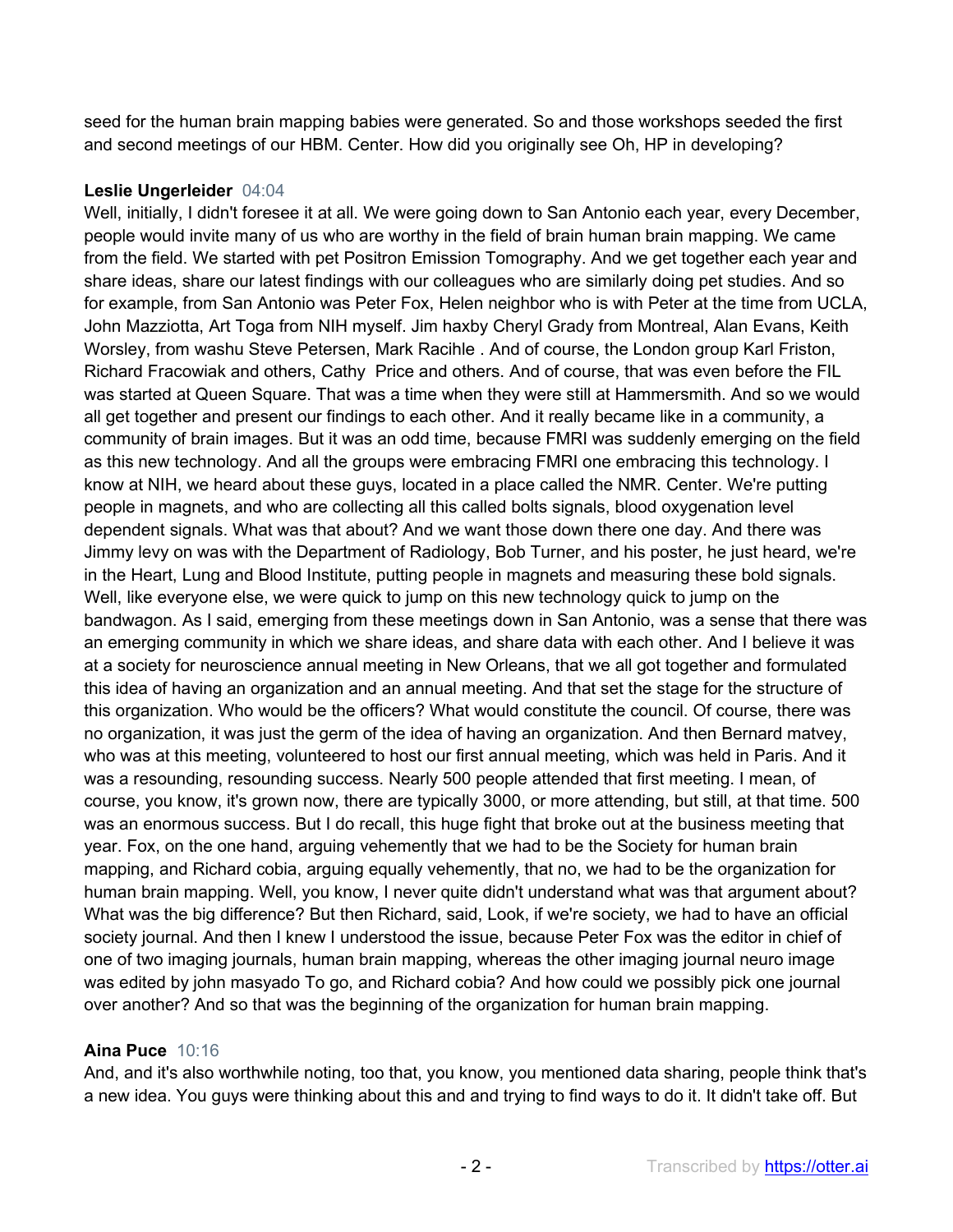seed for the human brain mapping babies were generated. So and those workshops seeded the first and second meetings of our HBM. Center. How did you originally see Oh, HP in developing?

**Leslie Ungerleider** 04:04

Well, initially, I didn't foresee it at all. We were going down to San Antonio each year, every December, people would invite many of us who are worthy in the field of brain human brain mapping. We came from the field. We started with pet Positron Emission Tomography. And we get together each year and share ideas, share our latest findings with our colleagues who are similarly doing pet studies. And so for example, from San Antonio was Peter Fox, Helen neighbor who is with Peter at the time from UCLA, John Mazziotta, Art Toga from NIH myself. Jim haxby Cheryl Grady from Montreal, Alan Evans, Keith Worsley, from washu Steve Petersen, Mark Racihle . And of course, the London group Karl Friston, Richard Fracowiak and others, Cathy Price and others. And of course, that was even before the FIL was started at Queen Square. That was a time when they were still at Hammersmith. And so we would all get together and present our findings to each other. And it really became like in a community, a community of brain images. But it was an odd time, because FMRI was suddenly emerging on the field as this new technology. And all the groups were embracing FMRI one embracing this technology. I know at NIH, we heard about these guys, located in a place called the NMR. Center. We're putting people in magnets, and who are collecting all this called bolts signals, blood oxygenation level dependent signals. What was that about? And we want those down there one day. And there was Jimmy levy on was with the Department of Radiology, Bob Turner, and his poster, he just heard, we're in the Heart, Lung and Blood Institute, putting people in magnets and measuring these bold signals. Well, like everyone else, we were quick to jump on this new technology quick to jump on the bandwagon. As I said, emerging from these meetings down in San Antonio, was a sense that there was an emerging community in which we share ideas, and share data with each other. And I believe it was at a society for neuroscience annual meeting in New Orleans, that we all got together and formulated this idea of having an organization and an annual meeting. And that set the stage for the structure of this organization. Who would be the officers? What would constitute the council. Of course, there was no organization, it was just the germ of the idea of having an organization. And then Bernard matvey, who was at this meeting, volunteered to host our first annual meeting, which was held in Paris. And it was a resounding, resounding success. Nearly 500 people attended that first meeting. I mean, of course, you know, it's grown now, there are typically 3000, or more attending, but still, at that time. 500 was an enormous success. But I do recall, this huge fight that broke out at the business meeting that year. Fox, on the one hand, arguing vehemently that we had to be the Society for human brain mapping, and Richard cobia, arguing equally vehemently, that no, we had to be the organization for human brain mapping. Well, you know, I never quite didn't understand what was that argument about? What was the big difference? But then Richard, said, Look, if we're society, we had to have an official society journal. And then I knew I understood the issue, because Peter Fox was the editor in chief of one of two imaging journals, human brain mapping, whereas the other imaging journal neuro image was edited by john masyado To go, and Richard cobia? And how could we possibly pick one journal over another? And so that was the beginning of the organization for human brain mapping.

**Aina Puce** 10:16

And, and it's also worthwhile noting, too that, you know, you mentioned data sharing, people think that's a new idea. You guys were thinking about this and and trying to find ways to do it. It didn't take off. But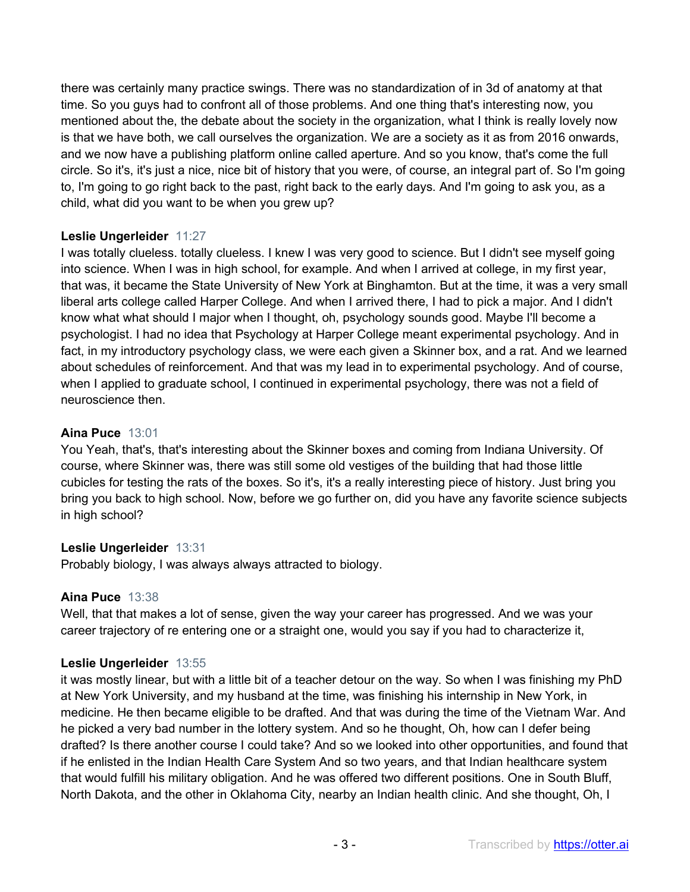there was certainly many practice swings. There was no standardization of in 3d of anatomy at that time. So you guys had to confront all of those problems. And one thing that's interesting now, you mentioned about the, the debate about the society in the organization, what I think is really lovely now is that we have both, we call ourselves the organization. We are a society as it as from 2016 onwards, and we now have a publishing platform online called aperture. And so you know, that's come the full circle. So it's, it's just a nice, nice bit of history that you were, of course, an integral part of. So I'm going to, I'm going to go right back to the past, right back to the early days. And I'm going to ask you, as a child, what did you want to be when you grew up?

**Leslie Ungerleider** 11:27
I was totally clueless. totally clueless. I knew I was very good to science. But I didn't see myself going into science. When I was in high school, for example. And when I arrived at college, in my first year, that was, it became the State University of New York at Binghamton. But at the time, it was a very small liberal arts college called Harper College. And when I arrived there, I had to pick a major. And I didn't know what what should I major when I thought, oh, psychology sounds good. Maybe I'll become a psychologist. I had no idea that Psychology at Harper College meant experimental psychology. And in fact, in my introductory psychology class, we were each given a Skinner box, and a rat. And we learned about schedules of reinforcement. And that was my lead in to experimental psychology. And of course, when I applied to graduate school, I continued in experimental psychology, there was not a field of neuroscience then.

**Aina Puce** 13:01
You Yeah, that's, that's interesting about the Skinner boxes and coming from Indiana University. Of course, where Skinner was, there was still some old vestiges of the building that had those little cubicles for testing the rats of the boxes. So it's, it's a really interesting piece of history. Just bring you bring you back to high school. Now, before we go further on, did you have any favorite science subjects in high school?

**Leslie Ungerleider** 13:31
Probably biology, I was always always attracted to biology.

**Aina Puce** 13:38
Well, that that makes a lot of sense, given the way your career has progressed. And we was your career trajectory of re entering one or a straight one, would you say if you had to characterize it,

**Leslie Ungerleider** 13:55
it was mostly linear, but with a little bit of a teacher detour on the way. So when I was finishing my PhD at New York University, and my husband at the time, was finishing his internship in New York, in medicine. He then became eligible to be drafted. And that was during the time of the Vietnam War. And he picked a very bad number in the lottery system. And so he thought, Oh, how can I defer being drafted? Is there another course I could take? And so we looked into other opportunities, and found that if he enlisted in the Indian Health Care System And so two years, and that Indian healthcare system that would fulfill his military obligation. And he was offered two different positions. One in South Bluff, North Dakota, and the other in Oklahoma City, nearby an Indian health clinic. And she thought, Oh, I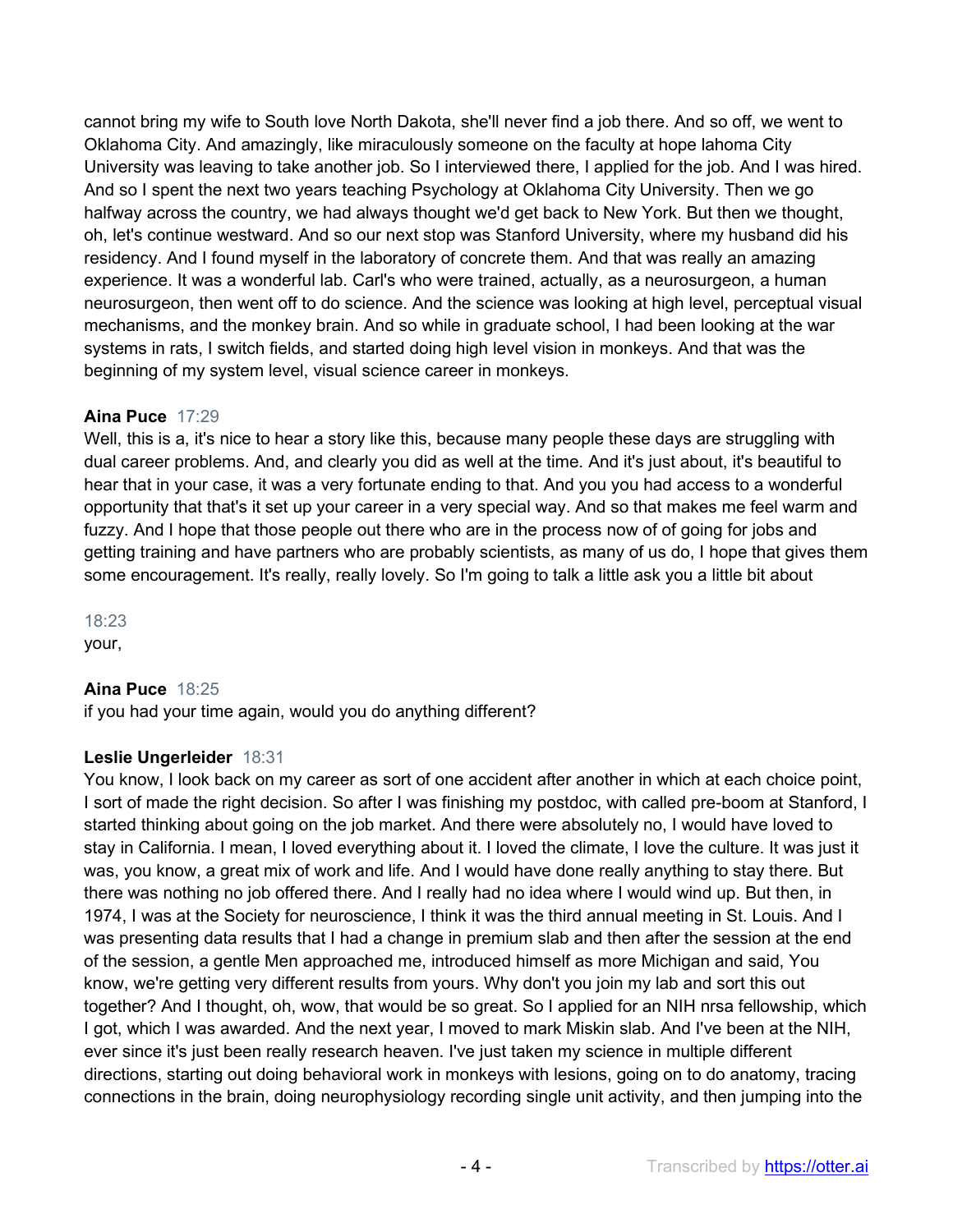cannot bring my wife to South love North Dakota, she'll never find a job there. And so off, we went to Oklahoma City. And amazingly, like miraculously someone on the faculty at hope lahoma City University was leaving to take another job. So I interviewed there, I applied for the job. And I was hired. And so I spent the next two years teaching Psychology at Oklahoma City University. Then we go halfway across the country, we had always thought we'd get back to New York. But then we thought, oh, let's continue westward. And so our next stop was Stanford University, where my husband did his residency. And I found myself in the laboratory of concrete them. And that was really an amazing experience. It was a wonderful lab. Carl's who were trained, actually, as a neurosurgeon, a human neurosurgeon, then went off to do science. And the science was looking at high level, perceptual visual mechanisms, and the monkey brain. And so while in graduate school, I had been looking at the war systems in rats, I switch fields, and started doing high level vision in monkeys. And that was the beginning of my system level, visual science career in monkeys.

**Aina Puce** 17:29
Well, this is a, it's nice to hear a story like this, because many people these days are struggling with dual career problems. And, and clearly you did as well at the time. And it's just about, it's beautiful to hear that in your case, it was a very fortunate ending to that. And you you had access to a wonderful opportunity that that's it set up your career in a very special way. And so that makes me feel warm and fuzzy. And I hope that those people out there who are in the process now of of going for jobs and getting training and have partners who are probably scientists, as many of us do, I hope that gives them some encouragement. It's really, really lovely. So I'm going to talk a little ask you a little bit about

18:23
your,

**Aina Puce** 18:25
if you had your time again, would you do anything different?

**Leslie Ungerleider** 18:31
You know, I look back on my career as sort of one accident after another in which at each choice point, I sort of made the right decision. So after I was finishing my postdoc, with called pre-boom at Stanford, I started thinking about going on the job market. And there were absolutely no, I would have loved to stay in California. I mean, I loved everything about it. I loved the climate, I love the culture. It was just it was, you know, a great mix of work and life. And I would have done really anything to stay there. But there was nothing no job offered there. And I really had no idea where I would wind up. But then, in 1974, I was at the Society for neuroscience, I think it was the third annual meeting in St. Louis. And I was presenting data results that I had a change in premium slab and then after the session at the end of the session, a gentle Men approached me, introduced himself as more Michigan and said, You know, we're getting very different results from yours. Why don't you join my lab and sort this out together? And I thought, oh, wow, that would be so great. So I applied for an NIH nrsa fellowship, which I got, which I was awarded. And the next year, I moved to mark Miskin slab. And I've been at the NIH, ever since it's just been really research heaven. I've just taken my science in multiple different directions, starting out doing behavioral work in monkeys with lesions, going on to do anatomy, tracing connections in the brain, doing neurophysiology recording single unit activity, and then jumping into the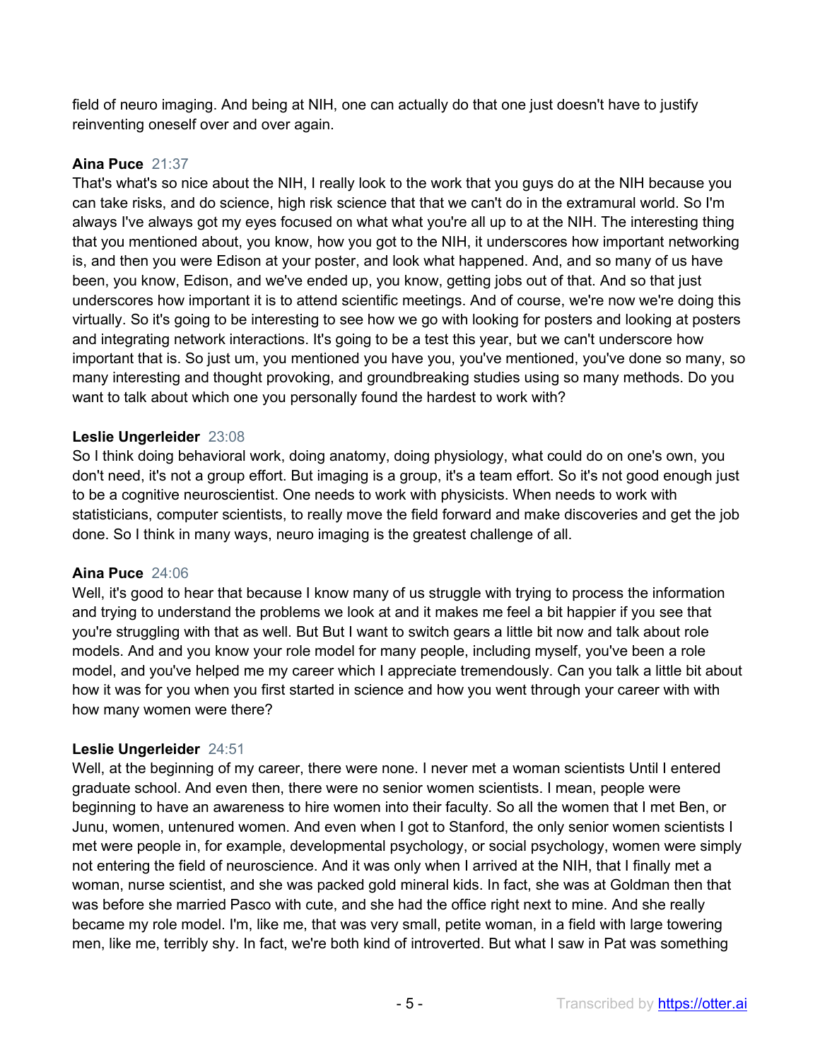field of neuro imaging. And being at NIH, one can actually do that one just doesn't have to justify reinventing oneself over and over again.

**Aina Puce** 21:37
That's what's so nice about the NIH, I really look to the work that you guys do at the NIH because you can take risks, and do science, high risk science that that we can't do in the extramural world. So I'm always I've always got my eyes focused on what what you're all up to at the NIH. The interesting thing that you mentioned about, you know, how you got to the NIH, it underscores how important networking is, and then you were Edison at your poster, and look what happened. And, and so many of us have been, you know, Edison, and we've ended up, you know, getting jobs out of that. And so that just underscores how important it is to attend scientific meetings. And of course, we're now we're doing this virtually. So it's going to be interesting to see how we go with looking for posters and looking at posters and integrating network interactions. It's going to be a test this year, but we can't underscore how important that is. So just um, you mentioned you have you, you've mentioned, you've done so many, so many interesting and thought provoking, and groundbreaking studies using so many methods. Do you want to talk about which one you personally found the hardest to work with?

**Leslie Ungerleider** 23:08
So I think doing behavioral work, doing anatomy, doing physiology, what could do on one's own, you don't need, it's not a group effort. But imaging is a group, it's a team effort. So it's not good enough just to be a cognitive neuroscientist. One needs to work with physicists. When needs to work with statisticians, computer scientists, to really move the field forward and make discoveries and get the job done. So I think in many ways, neuro imaging is the greatest challenge of all.

**Aina Puce** 24:06
Well, it's good to hear that because I know many of us struggle with trying to process the information and trying to understand the problems we look at and it makes me feel a bit happier if you see that you're struggling with that as well. But But I want to switch gears a little bit now and talk about role models. And and you know your role model for many people, including myself, you've been a role model, and you've helped me my career which I appreciate tremendously. Can you talk a little bit about how it was for you when you first started in science and how you went through your career with with how many women were there?

**Leslie Ungerleider** 24:51
Well, at the beginning of my career, there were none. I never met a woman scientists Until I entered graduate school. And even then, there were no senior women scientists. I mean, people were beginning to have an awareness to hire women into their faculty. So all the women that I met Ben, or Junu, women, untenured women. And even when I got to Stanford, the only senior women scientists I met were people in, for example, developmental psychology, or social psychology, women were simply not entering the field of neuroscience. And it was only when I arrived at the NIH, that I finally met a woman, nurse scientist, and she was packed gold mineral kids. In fact, she was at Goldman then that was before she married Pasco with cute, and she had the office right next to mine. And she really became my role model. I'm, like me, that was very small, petite woman, in a field with large towering men, like me, terribly shy. In fact, we're both kind of introverted. But what I saw in Pat was something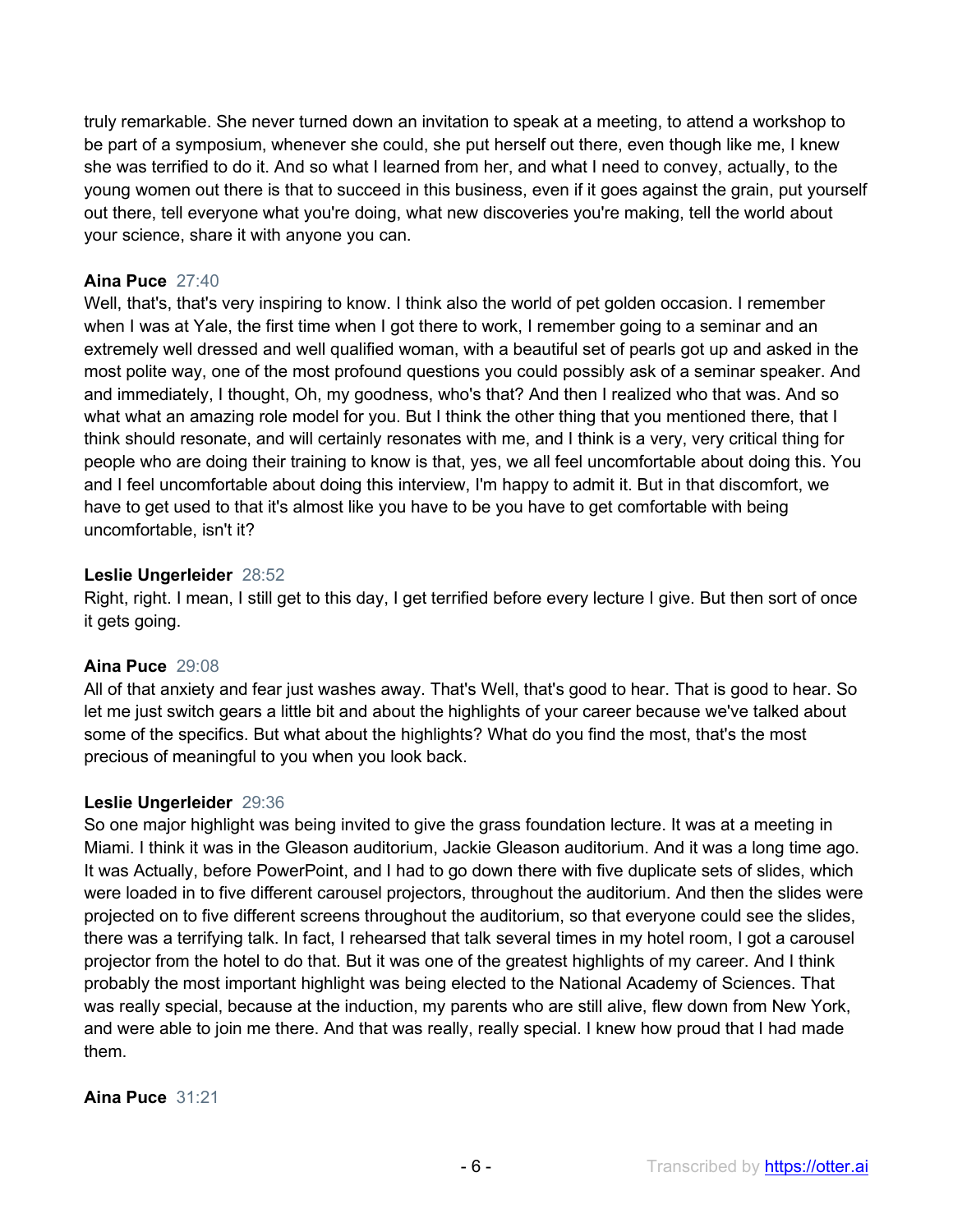truly remarkable. She never turned down an invitation to speak at a meeting, to attend a workshop to be part of a symposium, whenever she could, she put herself out there, even though like me, I knew she was terrified to do it. And so what I learned from her, and what I need to convey, actually, to the young women out there is that to succeed in this business, even if it goes against the grain, put yourself out there, tell everyone what you're doing, what new discoveries you're making, tell the world about your science, share it with anyone you can.

**Aina Puce** 27:40
Well, that's, that's very inspiring to know. I think also the world of pet golden occasion. I remember when I was at Yale, the first time when I got there to work, I remember going to a seminar and an extremely well dressed and well qualified woman, with a beautiful set of pearls got up and asked in the most polite way, one of the most profound questions you could possibly ask of a seminar speaker. And and immediately, I thought, Oh, my goodness, who's that? And then I realized who that was. And so what what an amazing role model for you. But I think the other thing that you mentioned there, that I think should resonate, and will certainly resonates with me, and I think is a very, very critical thing for people who are doing their training to know is that, yes, we all feel uncomfortable about doing this. You and I feel uncomfortable about doing this interview, I'm happy to admit it. But in that discomfort, we have to get used to that it's almost like you have to be you have to get comfortable with being uncomfortable, isn't it?

**Leslie Ungerleider** 28:52
Right, right. I mean, I still get to this day, I get terrified before every lecture I give. But then sort of once it gets going.

**Aina Puce** 29:08
All of that anxiety and fear just washes away. That's Well, that's good to hear. That is good to hear. So let me just switch gears a little bit and about the highlights of your career because we've talked about some of the specifics. But what about the highlights? What do you find the most, that's the most precious of meaningful to you when you look back.

**Leslie Ungerleider** 29:36
So one major highlight was being invited to give the grass foundation lecture. It was at a meeting in Miami. I think it was in the Gleason auditorium, Jackie Gleason auditorium. And it was a long time ago. It was Actually, before PowerPoint, and I had to go down there with five duplicate sets of slides, which were loaded in to five different carousel projectors, throughout the auditorium. And then the slides were projected on to five different screens throughout the auditorium, so that everyone could see the slides, there was a terrifying talk. In fact, I rehearsed that talk several times in my hotel room, I got a carousel projector from the hotel to do that. But it was one of the greatest highlights of my career. And I think probably the most important highlight was being elected to the National Academy of Sciences. That was really special, because at the induction, my parents who are still alive, flew down from New York, and were able to join me there. And that was really, really special. I knew how proud that I had made them.

**Aina Puce** 31:21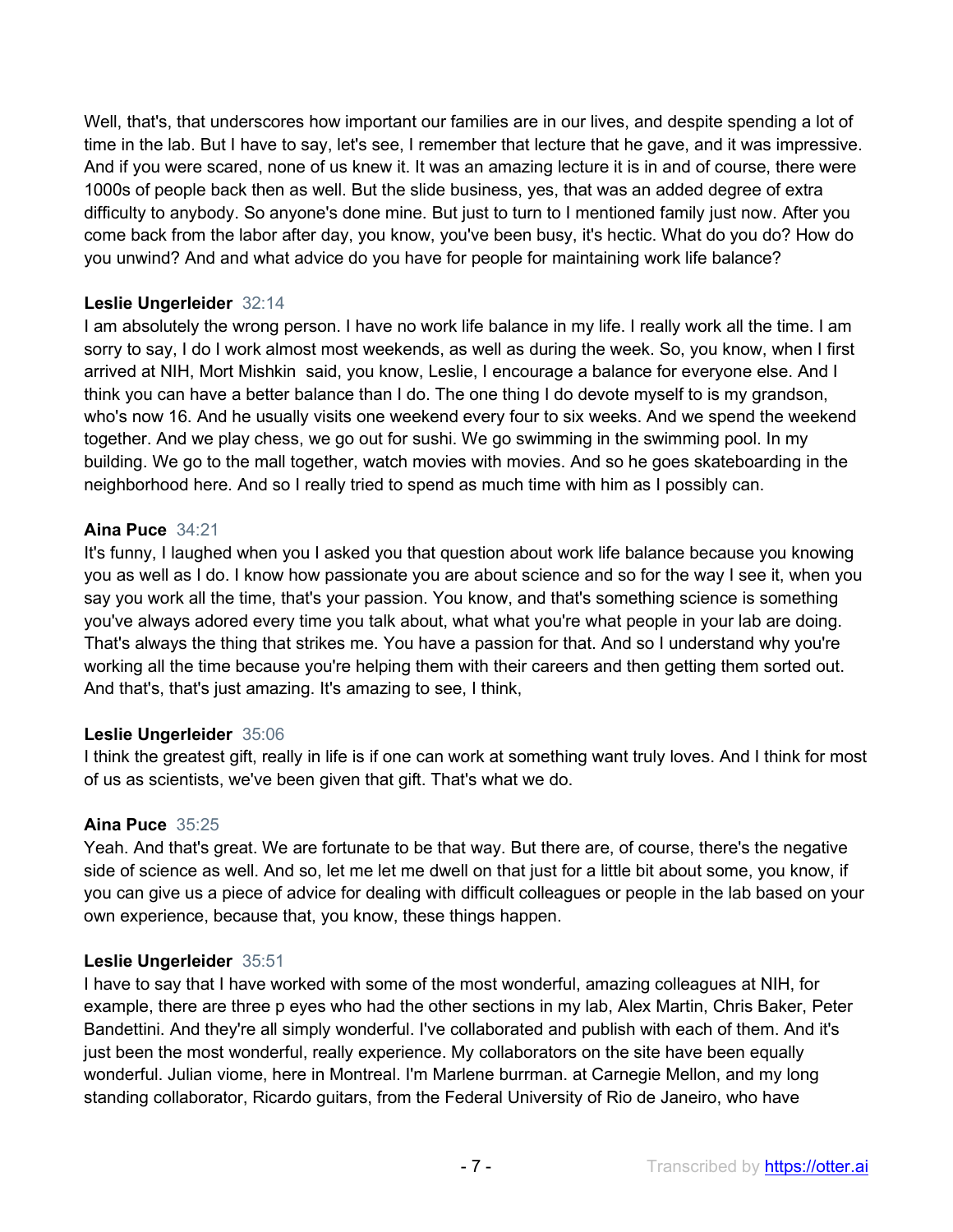Well, that's, that underscores how important our families are in our lives, and despite spending a lot of time in the lab. But I have to say, let's see, I remember that lecture that he gave, and it was impressive. And if you were scared, none of us knew it. It was an amazing lecture it is in and of course, there were 1000s of people back then as well. But the slide business, yes, that was an added degree of extra difficulty to anybody. So anyone's done mine. But just to turn to I mentioned family just now. After you come back from the labor after day, you know, you've been busy, it's hectic. What do you do? How do you unwind? And and what advice do you have for people for maintaining work life balance?

**Leslie Ungerleider** 32:14
I am absolutely the wrong person. I have no work life balance in my life. I really work all the time. I am sorry to say, I do I work almost most weekends, as well as during the week. So, you know, when I first arrived at NIH, Mort Mishkin said, you know, Leslie, I encourage a balance for everyone else. And I think you can have a better balance than I do. The one thing I do devote myself to is my grandson, who's now 16. And he usually visits one weekend every four to six weeks. And we spend the weekend together. And we play chess, we go out for sushi. We go swimming in the swimming pool. In my building. We go to the mall together, watch movies with movies. And so he goes skateboarding in the neighborhood here. And so I really tried to spend as much time with him as I possibly can.

**Aina Puce** 34:21
It's funny, I laughed when you I asked you that question about work life balance because you knowing you as well as I do. I know how passionate you are about science and so for the way I see it, when you say you work all the time, that's your passion. You know, and that's something science is something you've always adored every time you talk about, what what you're what people in your lab are doing. That's always the thing that strikes me. You have a passion for that. And so I understand why you're working all the time because you're helping them with their careers and then getting them sorted out. And that's, that's just amazing. It's amazing to see, I think,

**Leslie Ungerleider** 35:06
I think the greatest gift, really in life is if one can work at something want truly loves. And I think for most of us as scientists, we've been given that gift. That's what we do.

**Aina Puce** 35:25
Yeah. And that's great. We are fortunate to be that way. But there are, of course, there's the negative side of science as well. And so, let me let me dwell on that just for a little bit about some, you know, if you can give us a piece of advice for dealing with difficult colleagues or people in the lab based on your own experience, because that, you know, these things happen.

**Leslie Ungerleider** 35:51
I have to say that I have worked with some of the most wonderful, amazing colleagues at NIH, for example, there are three p eyes who had the other sections in my lab, Alex Martin, Chris Baker, Peter Bandettini. And they're all simply wonderful. I've collaborated and publish with each of them. And it's just been the most wonderful, really experience. My collaborators on the site have been equally wonderful. Julian viome, here in Montreal. I'm Marlene burrman. at Carnegie Mellon, and my long standing collaborator, Ricardo guitars, from the Federal University of Rio de Janeiro, who have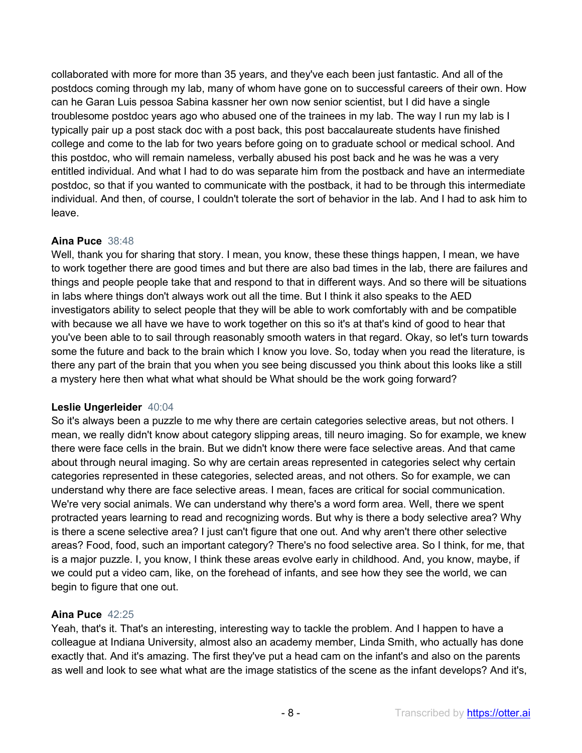collaborated with more for more than 35 years, and they've each been just fantastic. And all of the postdocs coming through my lab, many of whom have gone on to successful careers of their own. How can he Garan Luis pessoa Sabina kassner her own now senior scientist, but I did have a single troublesome postdoc years ago who abused one of the trainees in my lab. The way I run my lab is I typically pair up a post stack doc with a post back, this post baccalaureate students have finished college and come to the lab for two years before going on to graduate school or medical school. And this postdoc, who will remain nameless, verbally abused his post back and he was he was a very entitled individual. And what I had to do was separate him from the postback and have an intermediate postdoc, so that if you wanted to communicate with the postback, it had to be through this intermediate individual. And then, of course, I couldn't tolerate the sort of behavior in the lab. And I had to ask him to leave.

**Aina Puce** 38:48

Well, thank you for sharing that story. I mean, you know, these these things happen, I mean, we have to work together there are good times and but there are also bad times in the lab, there are failures and things and people people take that and respond to that in different ways. And so there will be situations in labs where things don't always work out all the time. But I think it also speaks to the AED investigators ability to select people that they will be able to work comfortably with and be compatible with because we all have we have to work together on this so it's at that's kind of good to hear that you've been able to to sail through reasonably smooth waters in that regard. Okay, so let's turn towards some the future and back to the brain which I know you love. So, today when you read the literature, is there any part of the brain that you when you see being discussed you think about this looks like a still a mystery here then what what what should be What should be the work going forward?

**Leslie Ungerleider** 40:04

So it's always been a puzzle to me why there are certain categories selective areas, but not others. I mean, we really didn't know about category slipping areas, till neuro imaging. So for example, we knew there were face cells in the brain. But we didn't know there were face selective areas. And that came about through neural imaging. So why are certain areas represented in categories select why certain categories represented in these categories, selected areas, and not others. So for example, we can understand why there are face selective areas. I mean, faces are critical for social communication. We're very social animals. We can understand why there's a word form area. Well, there we spent protracted years learning to read and recognizing words. But why is there a body selective area? Why is there a scene selective area? I just can't figure that one out. And why aren't there other selective areas? Food, food, such an important category? There's no food selective area. So I think, for me, that is a major puzzle. I, you know, I think these areas evolve early in childhood. And, you know, maybe, if we could put a video cam, like, on the forehead of infants, and see how they see the world, we can begin to figure that one out.

**Aina Puce** 42:25

Yeah, that's it. That's an interesting, interesting way to tackle the problem. And I happen to have a colleague at Indiana University, almost also an academy member, Linda Smith, who actually has done exactly that. And it's amazing. The first they've put a head cam on the infant's and also on the parents as well and look to see what what are the image statistics of the scene as the infant develops? And it's,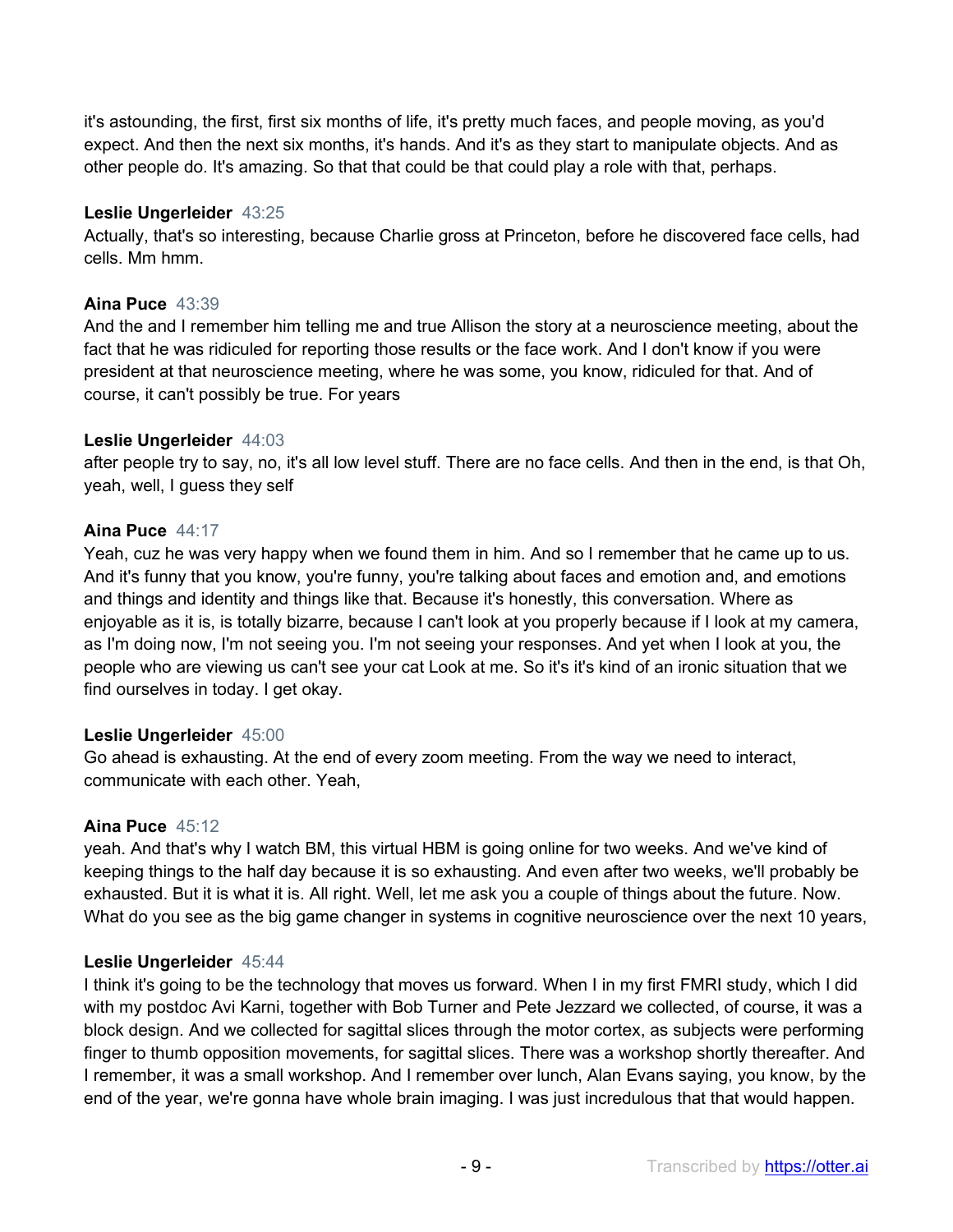it's astounding, the first, first six months of life, it's pretty much faces, and people moving, as you'd expect. And then the next six months, it's hands. And it's as they start to manipulate objects. And as other people do. It's amazing. So that that could be that could play a role with that, perhaps.

**Leslie Ungerleider** 43:25
Actually, that's so interesting, because Charlie gross at Princeton, before he discovered face cells, had cells. Mm hmm.

**Aina Puce** 43:39
And the and I remember him telling me and true Allison the story at a neuroscience meeting, about the fact that he was ridiculed for reporting those results or the face work. And I don't know if you were president at that neuroscience meeting, where he was some, you know, ridiculed for that. And of course, it can't possibly be true. For years

**Leslie Ungerleider** 44:03
after people try to say, no, it's all low level stuff. There are no face cells. And then in the end, is that Oh, yeah, well, I guess they self

**Aina Puce** 44:17
Yeah, cuz he was very happy when we found them in him. And so I remember that he came up to us. And it's funny that you know, you're funny, you're talking about faces and emotion and, and emotions and things and identity and things like that. Because it's honestly, this conversation. Where as enjoyable as it is, is totally bizarre, because I can't look at you properly because if I look at my camera, as I'm doing now, I'm not seeing you. I'm not seeing your responses. And yet when I look at you, the people who are viewing us can't see your cat Look at me. So it's it's kind of an ironic situation that we find ourselves in today. I get okay.

**Leslie Ungerleider** 45:00
Go ahead is exhausting. At the end of every zoom meeting. From the way we need to interact, communicate with each other. Yeah,

**Aina Puce** 45:12
yeah. And that's why I watch BM, this virtual HBM is going online for two weeks. And we've kind of keeping things to the half day because it is so exhausting. And even after two weeks, we'll probably be exhausted. But it is what it is. All right. Well, let me ask you a couple of things about the future. Now. What do you see as the big game changer in systems in cognitive neuroscience over the next 10 years,

**Leslie Ungerleider** 45:44
I think it's going to be the technology that moves us forward. When I in my first FMRI study, which I did with my postdoc Avi Karni, together with Bob Turner and Pete Jezzard we collected, of course, it was a block design. And we collected for sagittal slices through the motor cortex, as subjects were performing finger to thumb opposition movements, for sagittal slices. There was a workshop shortly thereafter. And I remember, it was a small workshop. And I remember over lunch, Alan Evans saying, you know, by the end of the year, we're gonna have whole brain imaging. I was just incredulous that that would happen.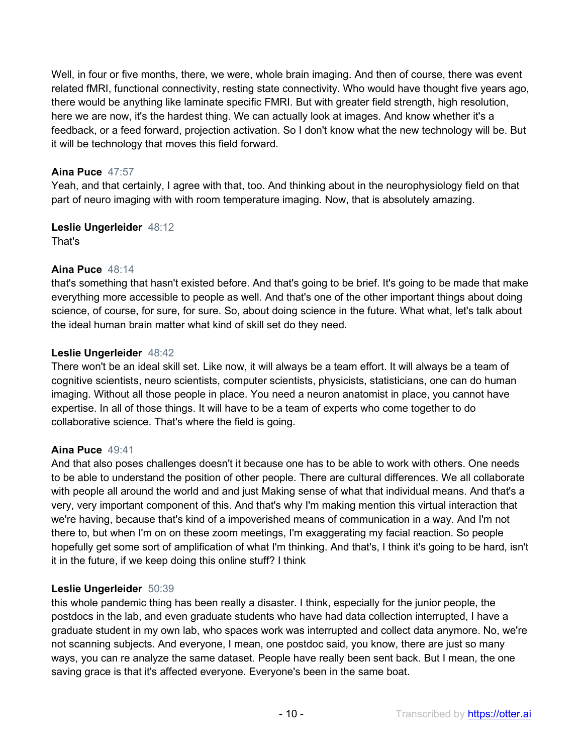Well, in four or five months, there, we were, whole brain imaging. And then of course, there was event related fMRI, functional connectivity, resting state connectivity. Who would have thought five years ago, there would be anything like laminate specific FMRI. But with greater field strength, high resolution, here we are now, it's the hardest thing. We can actually look at images. And know whether it's a feedback, or a feed forward, projection activation. So I don't know what the new technology will be. But it will be technology that moves this field forward.

**Aina Puce** 47:57
Yeah, and that certainly, I agree with that, too. And thinking about in the neurophysiology field on that part of neuro imaging with with room temperature imaging. Now, that is absolutely amazing.

**Leslie Ungerleider** 48:12
That's

**Aina Puce** 48:14
that's something that hasn't existed before. And that's going to be brief. It's going to be made that make everything more accessible to people as well. And that's one of the other important things about doing science, of course, for sure, for sure. So, about doing science in the future. What what, let's talk about the ideal human brain matter what kind of skill set do they need.

**Leslie Ungerleider** 48:42
There won't be an ideal skill set. Like now, it will always be a team effort. It will always be a team of cognitive scientists, neuro scientists, computer scientists, physicists, statisticians, one can do human imaging. Without all those people in place. You need a neuron anatomist in place, you cannot have expertise. In all of those things. It will have to be a team of experts who come together to do collaborative science. That's where the field is going.

**Aina Puce** 49:41
And that also poses challenges doesn't it because one has to be able to work with others. One needs to be able to understand the position of other people. There are cultural differences. We all collaborate with people all around the world and and just Making sense of what that individual means. And that's a very, very important component of this. And that's why I'm making mention this virtual interaction that we're having, because that's kind of a impoverished means of communication in a way. And I'm not there to, but when I'm on on these zoom meetings, I'm exaggerating my facial reaction. So people hopefully get some sort of amplification of what I'm thinking. And that's, I think it's going to be hard, isn't it in the future, if we keep doing this online stuff? I think

**Leslie Ungerleider** 50:39
this whole pandemic thing has been really a disaster. I think, especially for the junior people, the postdocs in the lab, and even graduate students who have had data collection interrupted, I have a graduate student in my own lab, who spaces work was interrupted and collect data anymore. No, we're not scanning subjects. And everyone, I mean, one postdoc said, you know, there are just so many ways, you can re analyze the same dataset. People have really been sent back. But I mean, the one saving grace is that it's affected everyone. Everyone's been in the same boat.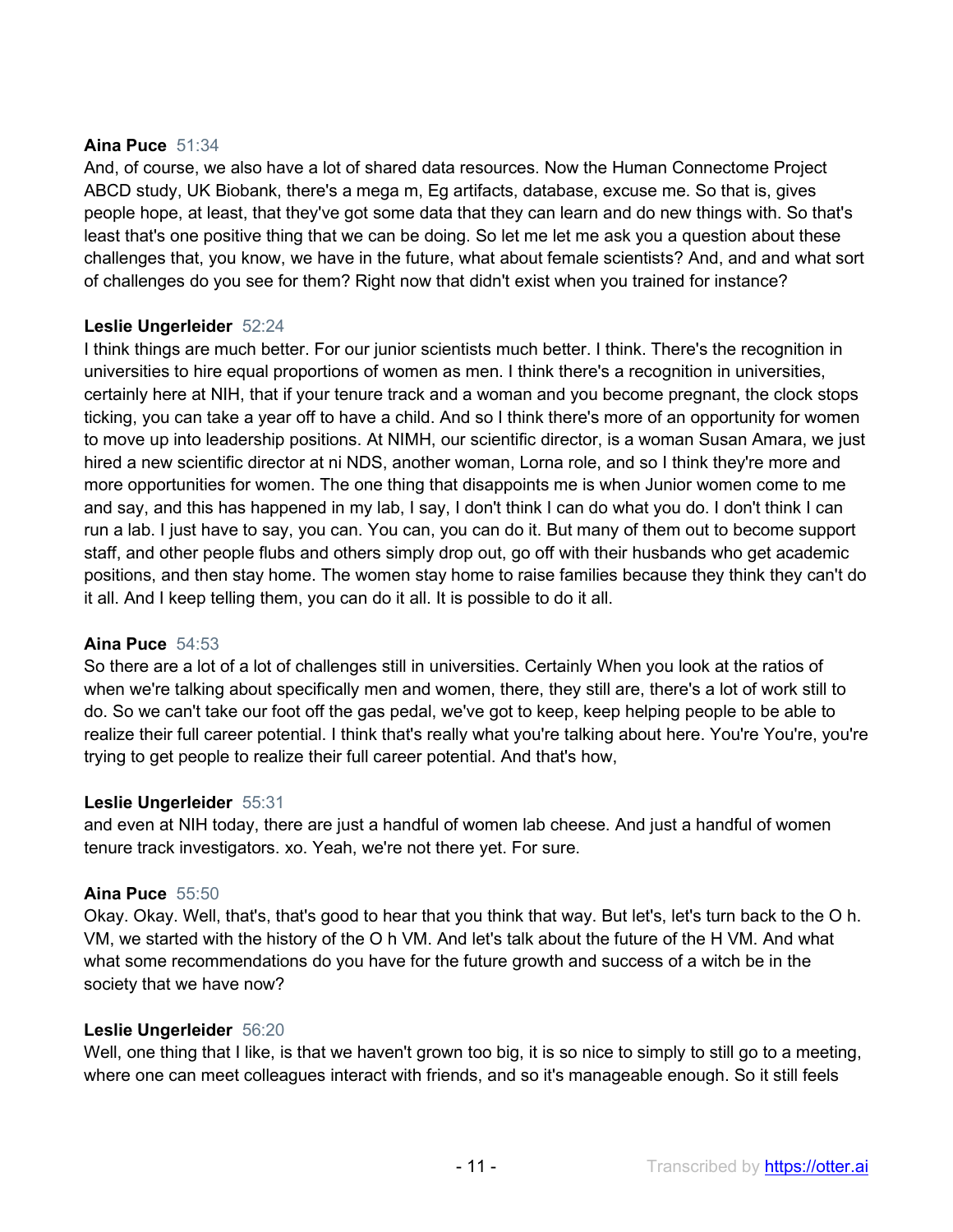**Aina Puce** 51:34
And, of course, we also have a lot of shared data resources. Now the Human Connectome Project ABCD study, UK Biobank, there's a mega m, Eg artifacts, database, excuse me. So that is, gives people hope, at least, that they've got some data that they can learn and do new things with. So that's least that's one positive thing that we can be doing. So let me let me ask you a question about these challenges that, you know, we have in the future, what about female scientists? And, and and what sort of challenges do you see for them? Right now that didn't exist when you trained for instance?

**Leslie Ungerleider** 52:24
I think things are much better. For our junior scientists much better. I think. There's the recognition in universities to hire equal proportions of women as men. I think there's a recognition in universities, certainly here at NIH, that if your tenure track and a woman and you become pregnant, the clock stops ticking, you can take a year off to have a child. And so I think there's more of an opportunity for women to move up into leadership positions. At NIMH, our scientific director, is a woman Susan Amara, we just hired a new scientific director at ni NDS, another woman, Lorna role, and so I think they're more and more opportunities for women. The one thing that disappoints me is when Junior women come to me and say, and this has happened in my lab, I say, I don't think I can do what you do. I don't think I can run a lab. I just have to say, you can. You can, you can do it. But many of them out to become support staff, and other people flubs and others simply drop out, go off with their husbands who get academic positions, and then stay home. The women stay home to raise families because they think they can't do it all. And I keep telling them, you can do it all. It is possible to do it all.

**Aina Puce** 54:53
So there are a lot of a lot of challenges still in universities. Certainly When you look at the ratios of when we're talking about specifically men and women, there, they still are, there's a lot of work still to do. So we can't take our foot off the gas pedal, we've got to keep, keep helping people to be able to realize their full career potential. I think that's really what you're talking about here. You're You're, you're trying to get people to realize their full career potential. And that's how,

**Leslie Ungerleider** 55:31
and even at NIH today, there are just a handful of women lab cheese. And just a handful of women tenure track investigators. xo. Yeah, we're not there yet. For sure.

**Aina Puce** 55:50
Okay. Okay. Well, that's, that's good to hear that you think that way. But let's, let's turn back to the O h. VM, we started with the history of the O h VM. And let's talk about the future of the H VM. And what what some recommendations do you have for the future growth and success of a witch be in the society that we have now?

**Leslie Ungerleider** 56:20
Well, one thing that I like, is that we haven't grown too big, it is so nice to simply to still go to a meeting, where one can meet colleagues interact with friends, and so it's manageable enough. So it still feels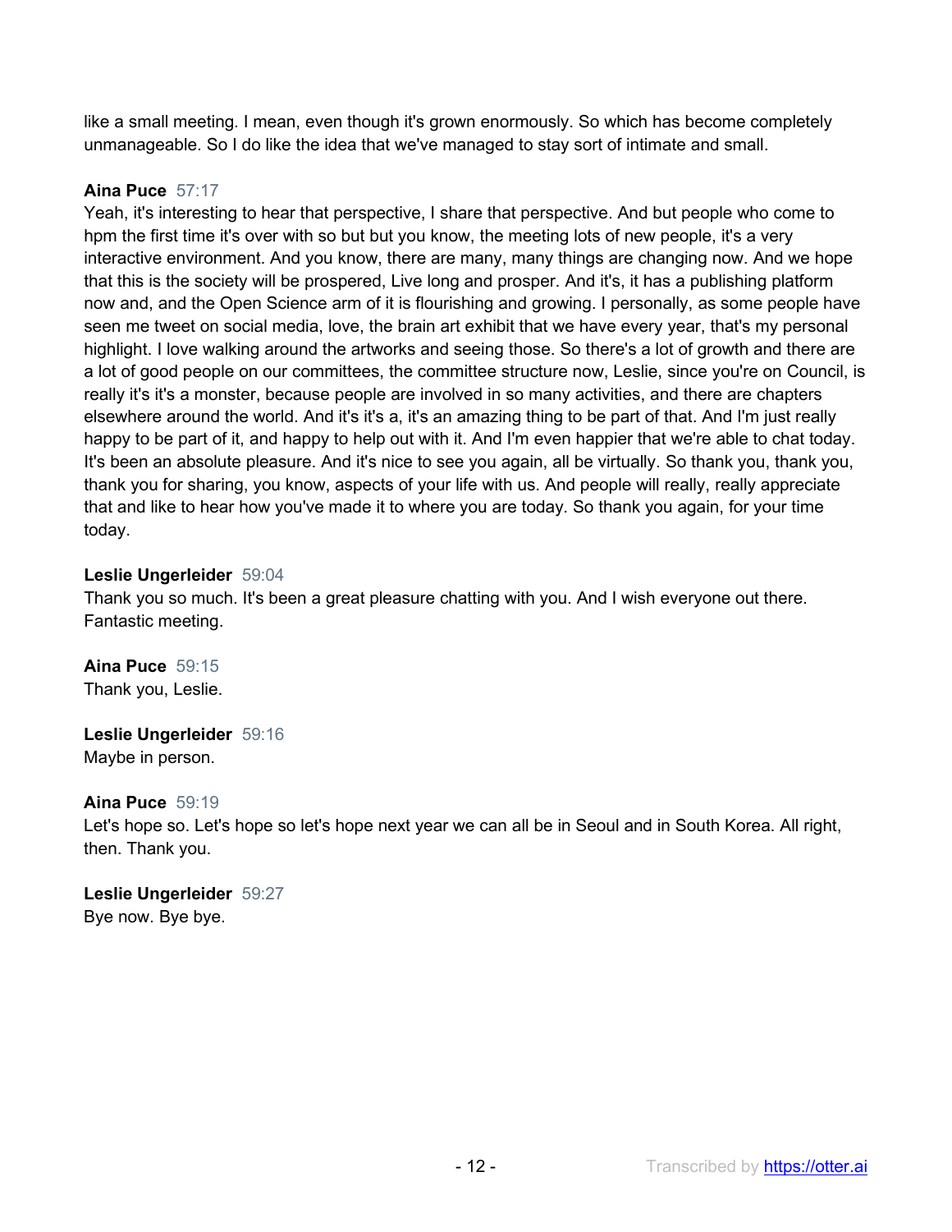like a small meeting. I mean, even though it's grown enormously. So which has become completely unmanageable. So I do like the idea that we've managed to stay sort of intimate and small.

**Aina Puce** 57:17
Yeah, it's interesting to hear that perspective, I share that perspective. And but people who come to hpm the first time it's over with so but but you know, the meeting lots of new people, it's a very interactive environment. And you know, there are many, many things are changing now. And we hope that this is the society will be prospered, Live long and prosper. And it's, it has a publishing platform now and, and the Open Science arm of it is flourishing and growing. I personally, as some people have seen me tweet on social media, love, the brain art exhibit that we have every year, that's my personal highlight. I love walking around the artworks and seeing those. So there's a lot of growth and there are a lot of good people on our committees, the committee structure now, Leslie, since you're on Council, is really it's it's a monster, because people are involved in so many activities, and there are chapters elsewhere around the world. And it's it's a, it's an amazing thing to be part of that. And I'm just really happy to be part of it, and happy to help out with it. And I'm even happier that we're able to chat today. It's been an absolute pleasure. And it's nice to see you again, all be virtually. So thank you, thank you, thank you for sharing, you know, aspects of your life with us. And people will really, really appreciate that and like to hear how you've made it to where you are today. So thank you again, for your time today.

**Leslie Ungerleider** 59:04
Thank you so much. It's been a great pleasure chatting with you. And I wish everyone out there. Fantastic meeting.

**Aina Puce** 59:15
Thank you, Leslie.

**Leslie Ungerleider** 59:16
Maybe in person.

**Aina Puce** 59:19
Let's hope so. Let's hope so let's hope next year we can all be in Seoul and in South Korea. All right, then. Thank you.

**Leslie Ungerleider** 59:27
Bye now. Bye bye.